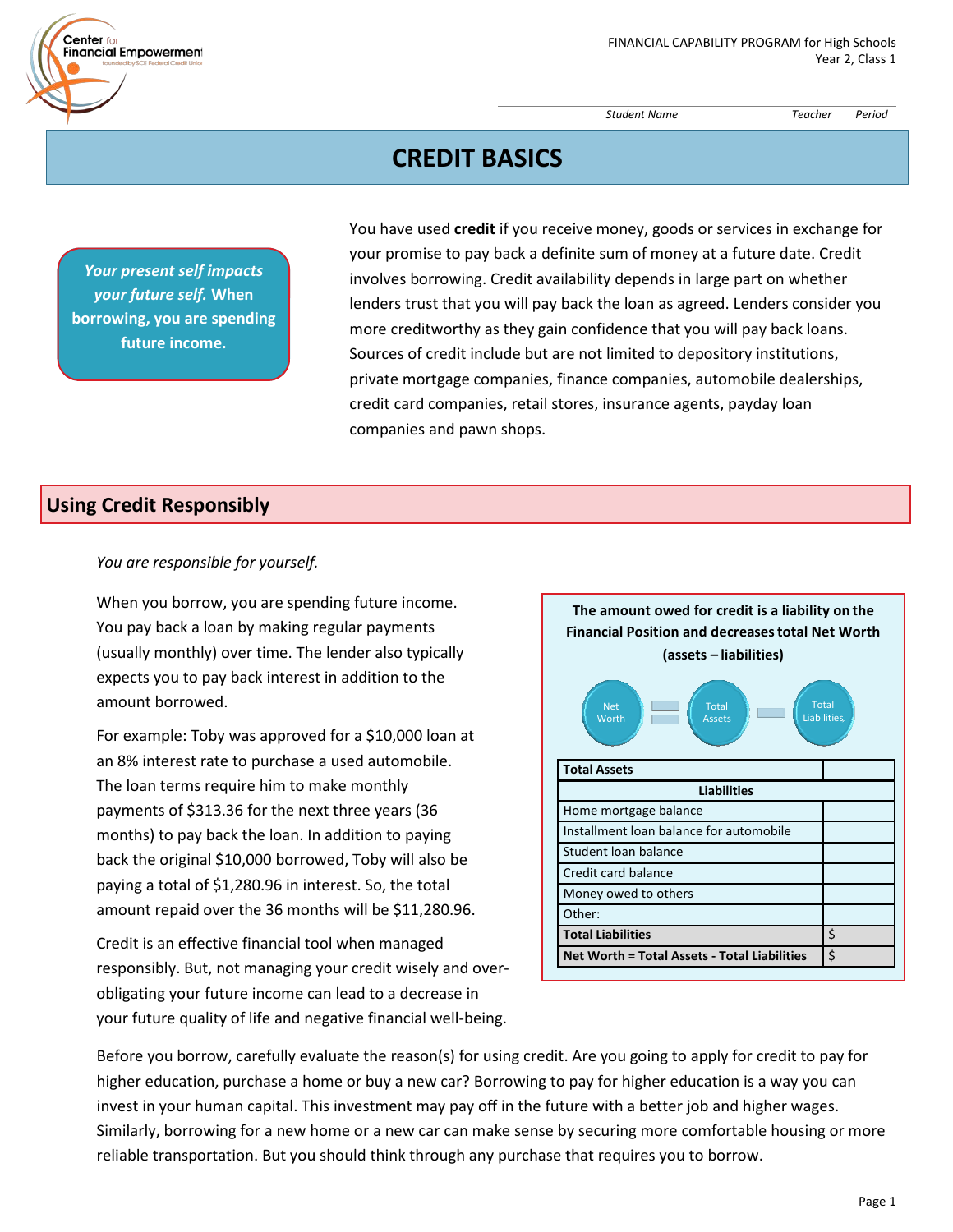FINANCIAL CAPABILITY PROGRAM for High Schools
Year 2, Class 1

Student Name Teacher Period

# CREDIT BASICS

***Your present self impacts your future self*. When borrowing, you are spending future income.**

You have used **credit** if you receive money, goods or services in exchange for your promise to pay back a definite sum of money at a future date. Credit involves borrowing. Credit availability depends in large part on whether lenders trust that you will pay back the loan as agreed. Lenders consider you more creditworthy as they gain confidence that you will pay back loans. Sources of credit include but are not limited to depository institutions, private mortgage companies, finance companies, automobile dealerships, credit card companies, retail stores, insurance agents, payday loan companies and pawn shops.

## Using Credit Responsibly

*You are responsible for yourself.*

When you borrow, you are spending future income. You pay back a loan by making regular payments (usually monthly) over time. The lender also typically expects you to pay back interest in addition to the amount borrowed.

For example: Toby was approved for a $10,000 loan at an 8% interest rate to purchase a used automobile. The loan terms require him to make monthly payments of $313.36 for the next three years (36 months) to pay back the loan. In addition to paying back the original $10,000 borrowed, Toby will also be paying a total of $1,280.96 in interest. So, the total amount repaid over the 36 months will be $11,280.96.

Credit is an effective financial tool when managed responsibly. But, not managing your credit wisely and over-obligating your future income can lead to a decrease in your future quality of life and negative financial well-being.

**The amount owed for credit is a liability on the Financial Position and decreases total Net Worth (assets – liabilities)**

Net Worth = Total Assets − Total Liabilities

| **Total Assets** | |
|---|---|
| **Liabilities** | |
| Home mortgage balance | |
| Installment loan balance for automobile | |
| Student loan balance | |
| Credit card balance | |
| Money owed to others | |
| Other: | |
| **Total Liabilities** | $ |
| **Net Worth = Total Assets - Total Liabilities** | $ |

Before you borrow, carefully evaluate the reason(s) for using credit. Are you going to apply for credit to pay for higher education, purchase a home or buy a new car? Borrowing to pay for higher education is a way you can invest in your human capital. This investment may pay off in the future with a better job and higher wages. Similarly, borrowing for a new home or a new car can make sense by securing more comfortable housing or more reliable transportation. But you should think through any purchase that requires you to borrow.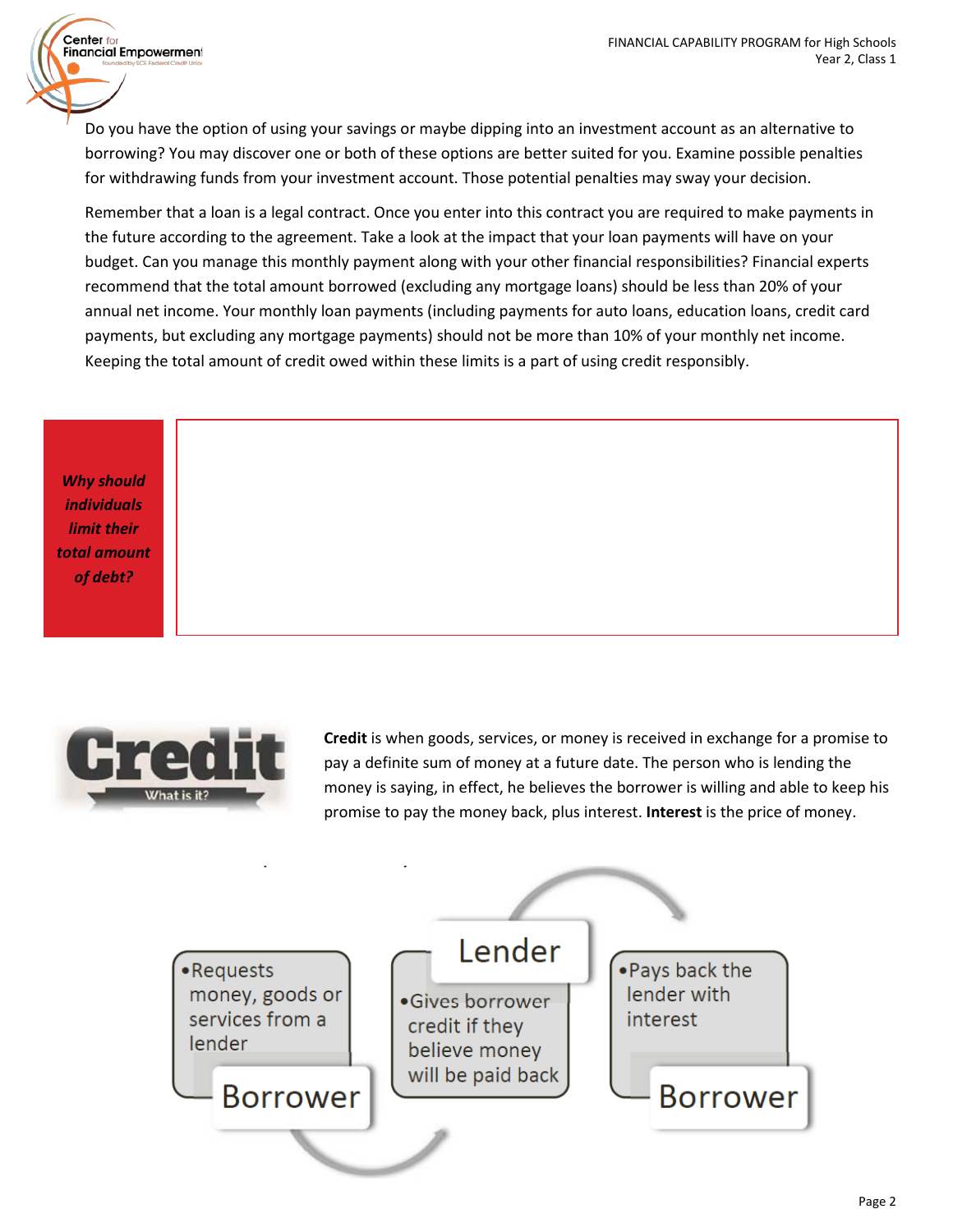Do you have the option of using your savings or maybe dipping into an investment account as an alternative to borrowing? You may discover one or both of these options are better suited for you. Examine possible penalties for withdrawing funds from your investment account. Those potential penalties may sway your decision.

Remember that a loan is a legal contract. Once you enter into this contract you are required to make payments in the future according to the agreement. Take a look at the impact that your loan payments will have on your budget. Can you manage this monthly payment along with your other financial responsibilities? Financial experts recommend that the total amount borrowed (excluding any mortgage loans) should be less than 20% of your annual net income. Your monthly loan payments (including payments for auto loans, education loans, credit card payments, but excluding any mortgage payments) should not be more than 10% of your monthly net income. Keeping the total amount of credit owed within these limits is a part of using credit responsibly.

| ***Why should individuals limit their total amount of debt?*** | |
|---|---|

**Credit** What is it?

**Credit** is when goods, services, or money is received in exchange for a promise to pay a definite sum of money at a future date. The person who is lending the money is saying, in effect, he believes the borrower is willing and able to keep his promise to pay the money back, plus interest. **Interest** is the price of money.

**Borrower**
- Requests money, goods or services from a lender

**Lender**
- Gives borrower credit if they believe money will be paid back

**Borrower**
- Pays back the lender with interest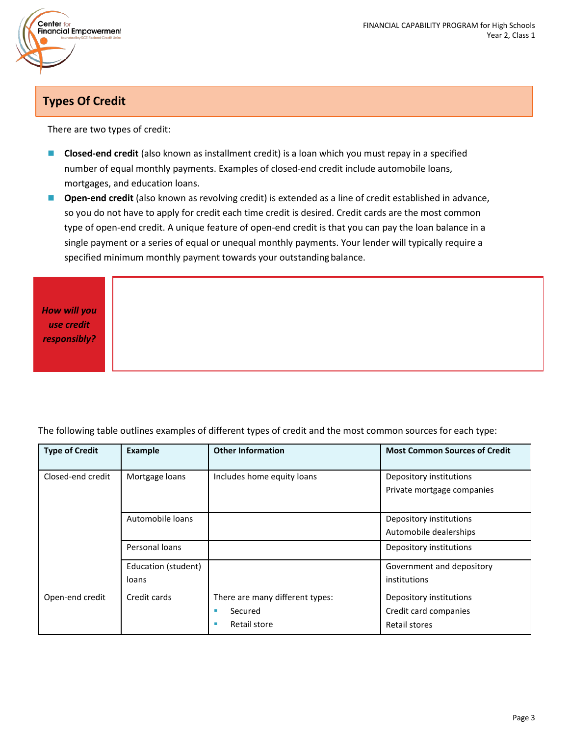## Types Of Credit

There are two types of credit:

- **Closed-end credit** (also known as installment credit) is a loan which you must repay in a specified number of equal monthly payments. Examples of closed-end credit include automobile loans, mortgages, and education loans.
- **Open-end credit** (also known as revolving credit) is extended as a line of credit established in advance, so you do not have to apply for credit each time credit is desired. Credit cards are the most common type of open-end credit. A unique feature of open-end credit is that you can pay the loan balance in a single payment or a series of equal or unequal monthly payments. Your lender will typically require a specified minimum monthly payment towards your outstanding balance.

***How will you use credit responsibly?***

The following table outlines examples of different types of credit and the most common sources for each type:

| Type of Credit | Example | Other Information | Most Common Sources of Credit |
|---|---|---|---|
| Closed-end credit | Mortgage loans | Includes home equity loans | Depository institutions<br>Private mortgage companies |
| | Automobile loans | | Depository institutions<br>Automobile dealerships |
| | Personal loans | | Depository institutions |
| | Education (student) loans | | Government and depository institutions |
| Open-end credit | Credit cards | There are many different types:<br>▪ Secured<br>▪ Retail store | Depository institutions<br>Credit card companies<br>Retail stores |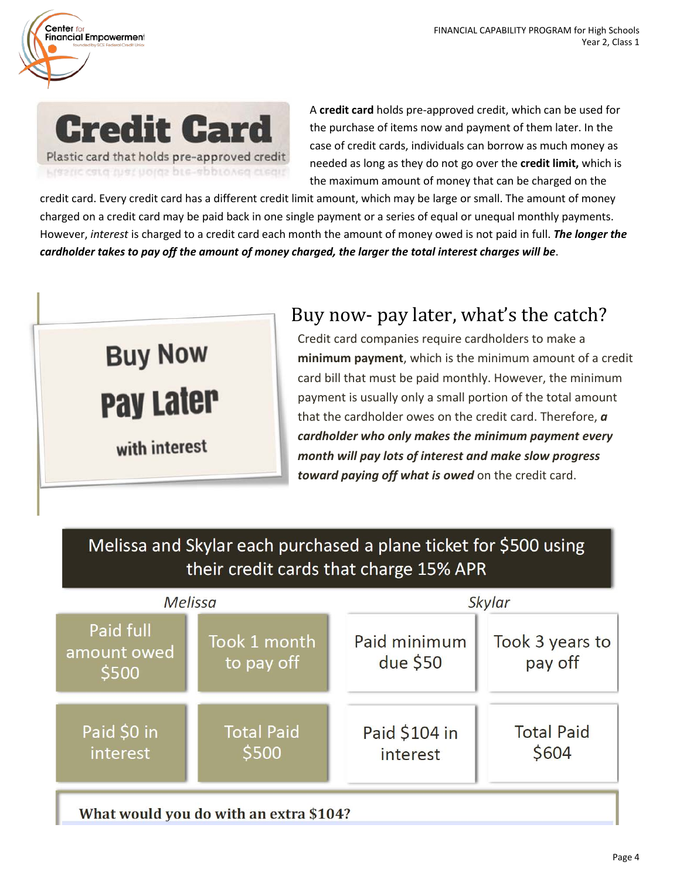**Credit Card**

Plastic card that holds pre-approved credit

A **credit card** holds pre-approved credit, which can be used for the purchase of items now and payment of them later. In the case of credit cards, individuals can borrow as much money as needed as long as they do not go over the **credit limit,** which is the maximum amount of money that can be charged on the credit card. Every credit card has a different credit limit amount, which may be large or small. The amount of money charged on a credit card may be paid back in one single payment or a series of equal or unequal monthly payments. However, *interest* is charged to a credit card each month the amount of money owed is not paid in full. ***The longer the cardholder takes to pay off the amount of money charged, the larger the total interest charges will be***.

**Buy Now Pay Later with interest**

## Buy now- pay later, what's the catch?

Credit card companies require cardholders to make a **minimum payment**, which is the minimum amount of a credit card bill that must be paid monthly. However, the minimum payment is usually only a small portion of the total amount that the cardholder owes on the credit card. Therefore, ***a cardholder who only makes the minimum payment every month will pay lots of interest and make slow progress toward paying off what is owed*** on the credit card.

**Melissa and Skylar each purchased a plane ticket for $500 using their credit cards that charge 15% APR**

| *Melissa* | | *Skylar* | |
|---|---|---|---|
| Paid full amount owed $500 | Took 1 month to pay off | Paid minimum due $50 | Took 3 years to pay off |
| Paid $0 in interest | Total Paid $500 | Paid $104 in interest | Total Paid $604 |

**What would you do with an extra $104?**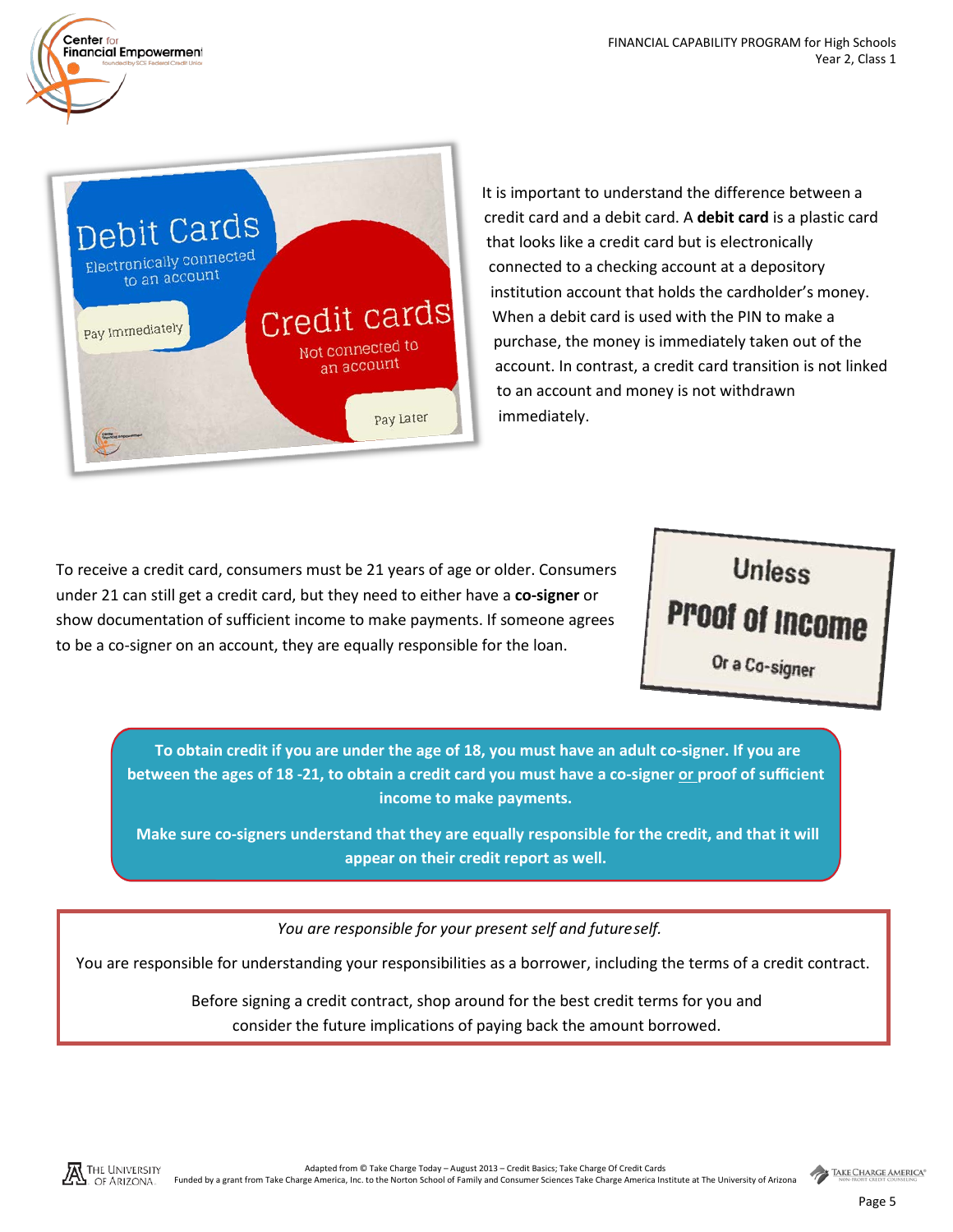It is important to understand the difference between a credit card and a debit card. A **debit card** is a plastic card that looks like a credit card but is electronically connected to a checking account at a depository institution account that holds the cardholder's money. When a debit card is used with the PIN to make a purchase, the money is immediately taken out of the account. In contrast, a credit card transition is not linked to an account and money is not withdrawn immediately.

To receive a credit card, consumers must be 21 years of age or older. Consumers under 21 can still get a credit card, but they need to either have a **co-signer** or show documentation of sufficient income to make payments. If someone agrees to be a co-signer on an account, they are equally responsible for the loan.

**To obtain credit if you are under the age of 18, you must have an adult co-signer. If you are between the ages of 18 -21, to obtain a credit card you must have a co-signer or proof of sufficient income to make payments.**

**Make sure co-signers understand that they are equally responsible for the credit, and that it will appear on their credit report as well.**

*You are responsible for your present self and future self.*

You are responsible for understanding your responsibilities as a borrower, including the terms of a credit contract.

Before signing a credit contract, shop around for the best credit terms for you and consider the future implications of paying back the amount borrowed.

Adapted from © Take Charge Today – August 2013 – Credit Basics; Take Charge Of Credit Cards
Funded by a grant from Take Charge America, Inc. to the Norton School of Family and Consumer Sciences Take Charge America Institute at The University of Arizona